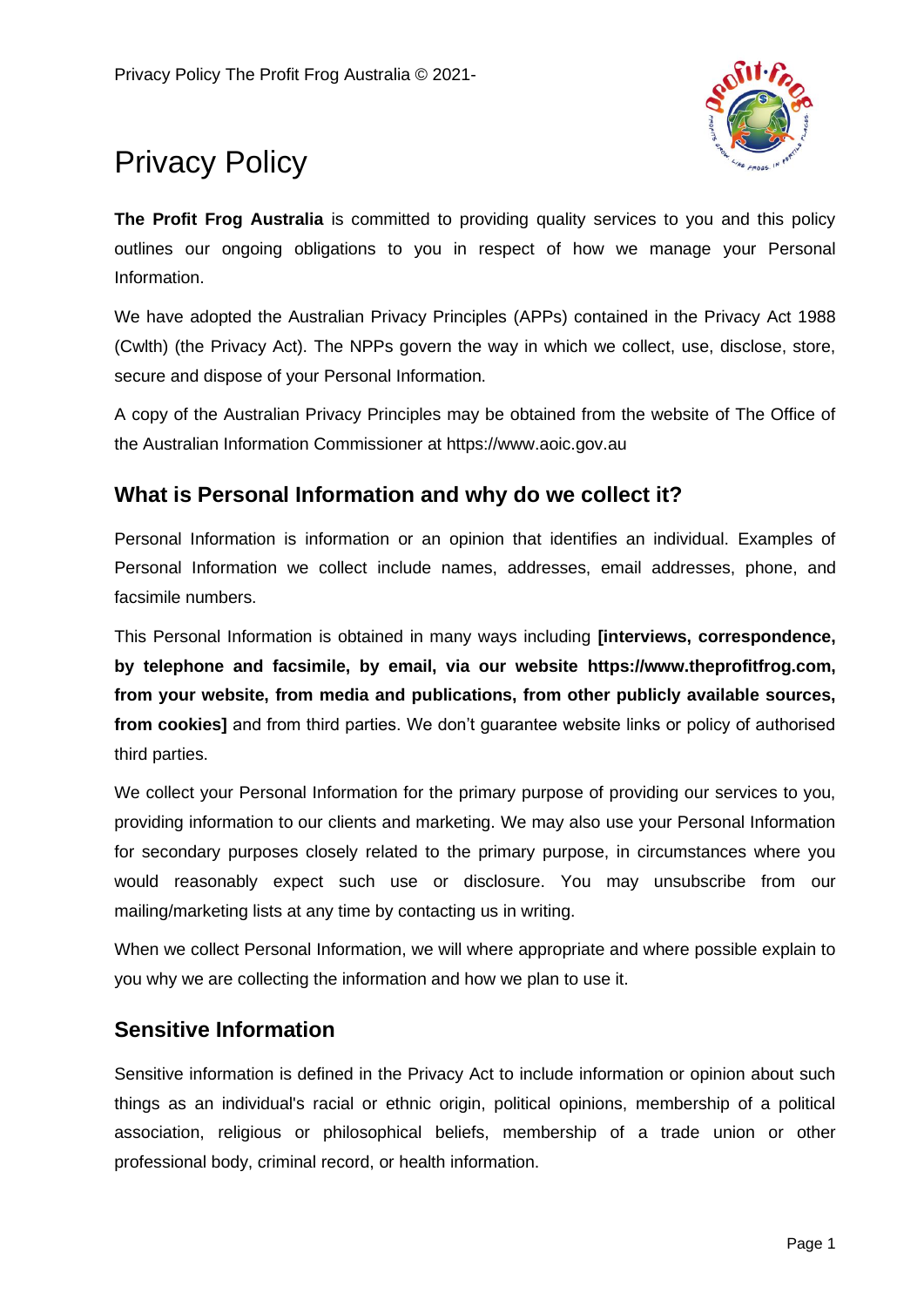# Privacy Policy

**The Profit Frog Australia** is committed to providing quality services to you and this policy outlines our ongoing obligations to you in respect of how we manage your Personal Information.

We have adopted the Australian Privacy Principles (APPs) contained in the Privacy Act 1988 (Cwlth) (the Privacy Act). The NPPs govern the way in which we collect, use, disclose, store, secure and dispose of your Personal Information.

A copy of the Australian Privacy Principles may be obtained from the website of The Office of the Australian Information Commissioner at https://www.aoic.gov.au

## What is Personal Information and why do we collect it?

Personal Information is information or an opinion that identifies an individual. Examples of Personal Information we collect include names, addresses, email addresses, phone, and facsimile numbers.

This Personal Information is obtained in many ways including **[interviews, correspondence, by telephone and facsimile, by email, via our website https://www.theprofitfrog.com, from your website, from media and publications, from other publicly available sources, from cookies]** and from third parties. We don't guarantee website links or policy of authorised third parties.

We collect your Personal Information for the primary purpose of providing our services to you, providing information to our clients and marketing. We may also use your Personal Information for secondary purposes closely related to the primary purpose, in circumstances where you would reasonably expect such use or disclosure. You may unsubscribe from our mailing/marketing lists at any time by contacting us in writing.

When we collect Personal Information, we will where appropriate and where possible explain to you why we are collecting the information and how we plan to use it.

## Sensitive Information

Sensitive information is defined in the Privacy Act to include information or opinion about such things as an individual's racial or ethnic origin, political opinions, membership of a political association, religious or philosophical beliefs, membership of a trade union or other professional body, criminal record, or health information.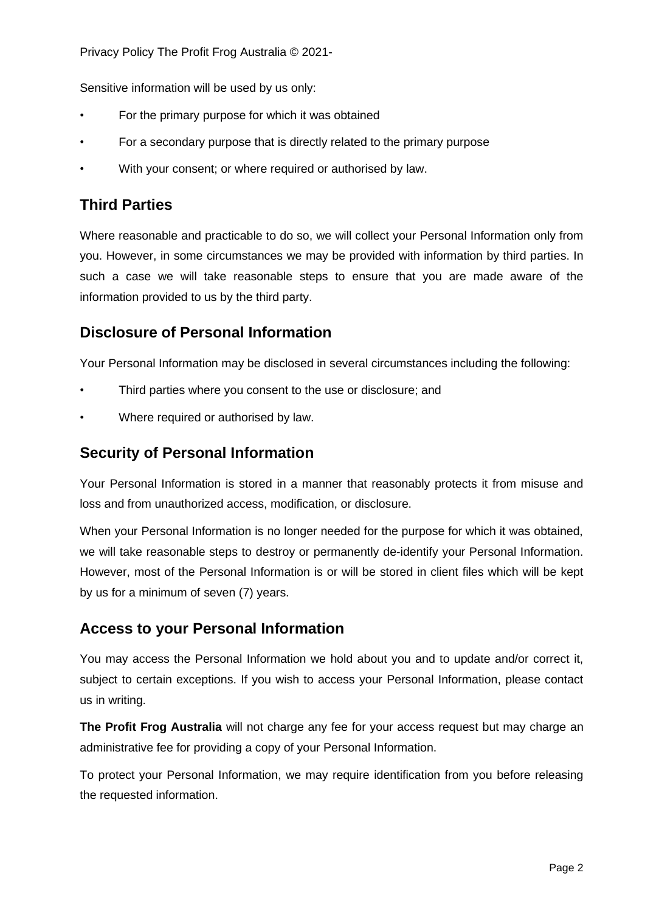Sensitive information will be used by us only:

- For the primary purpose for which it was obtained
- For a secondary purpose that is directly related to the primary purpose
- With your consent; or where required or authorised by law.

## Third Parties

Where reasonable and practicable to do so, we will collect your Personal Information only from you. However, in some circumstances we may be provided with information by third parties. In such a case we will take reasonable steps to ensure that you are made aware of the information provided to us by the third party.

## Disclosure of Personal Information

Your Personal Information may be disclosed in several circumstances including the following:

- Third parties where you consent to the use or disclosure; and
- Where required or authorised by law.

## Security of Personal Information

Your Personal Information is stored in a manner that reasonably protects it from misuse and loss and from unauthorized access, modification, or disclosure.

When your Personal Information is no longer needed for the purpose for which it was obtained, we will take reasonable steps to destroy or permanently de-identify your Personal Information. However, most of the Personal Information is or will be stored in client files which will be kept by us for a minimum of seven (7) years.

## Access to your Personal Information

You may access the Personal Information we hold about you and to update and/or correct it, subject to certain exceptions. If you wish to access your Personal Information, please contact us in writing.

**The Profit Frog Australia** will not charge any fee for your access request but may charge an administrative fee for providing a copy of your Personal Information.

To protect your Personal Information, we may require identification from you before releasing the requested information.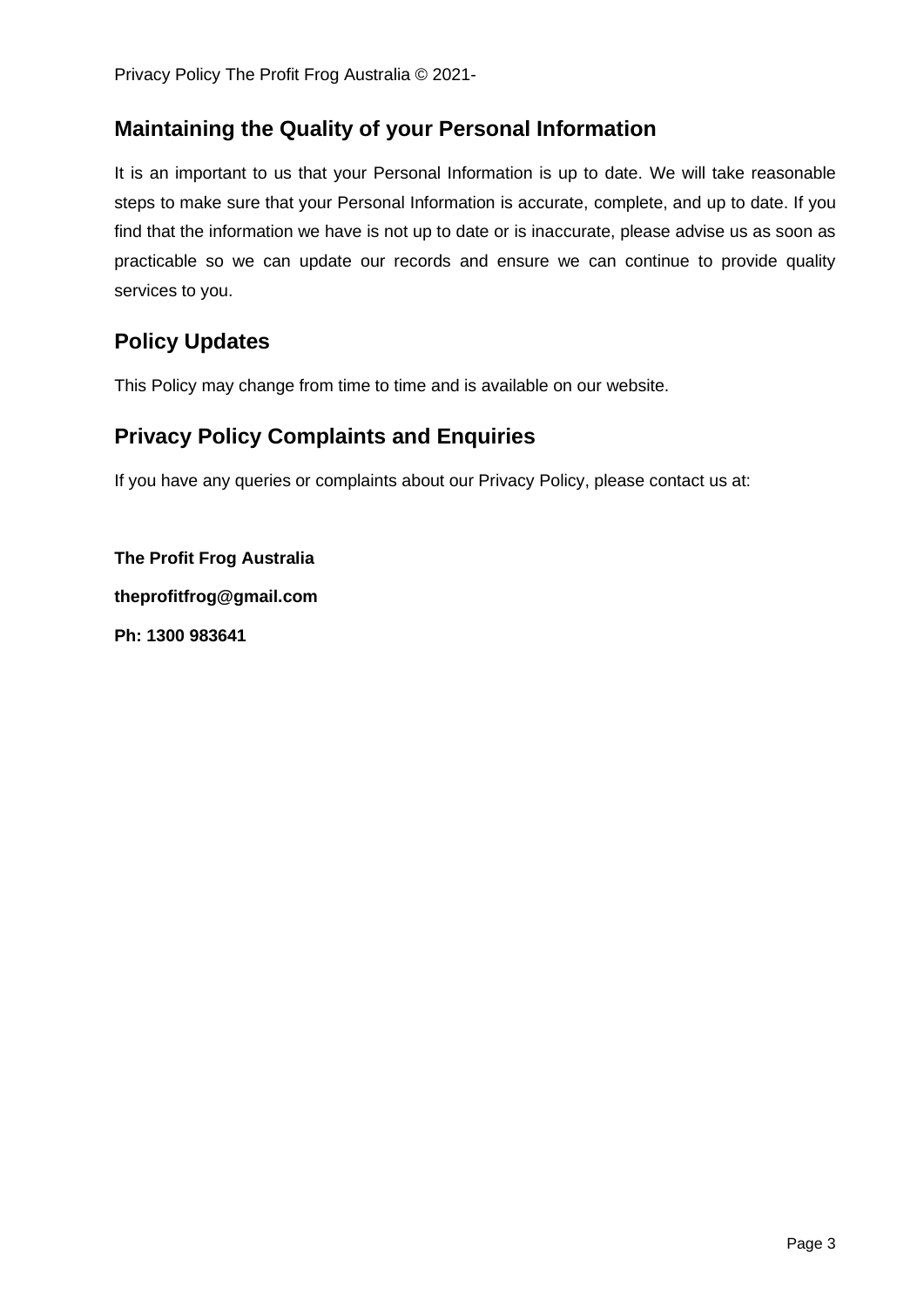## Maintaining the Quality of your Personal Information

It is an important to us that your Personal Information is up to date. We will take reasonable steps to make sure that your Personal Information is accurate, complete, and up to date. If you find that the information we have is not up to date or is inaccurate, please advise us as soon as practicable so we can update our records and ensure we can continue to provide quality services to you.

## Policy Updates

This Policy may change from time to time and is available on our website.

## Privacy Policy Complaints and Enquiries

If you have any queries or complaints about our Privacy Policy, please contact us at:

**The Profit Frog Australia**

**theprofitfrog@gmail.com**

**Ph: 1300 983641**